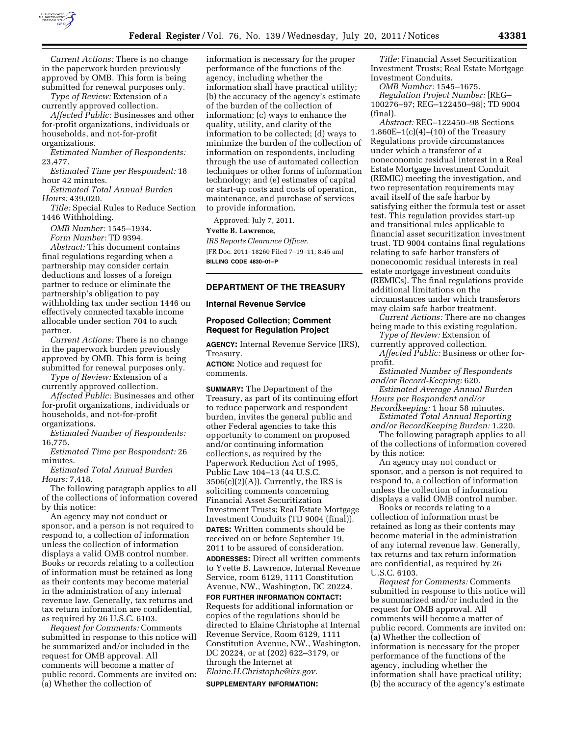*Current Actions:* There is no change in the paperwork burden previously approved by OMB. This form is being submitted for renewal purposes only.

*Type of Review:* Extension of a currently approved collection.

*Affected Public:* Businesses and other for-profit organizations, individuals or households, and not-for-profit organizations.

*Estimated Number of Respondents:* 23,477.

*Estimated Time per Respondent:* 18 hour 42 minutes.

*Estimated Total Annual Burden Hours:* 439,020.

*Title:* Special Rules to Reduce Section 1446 Withholding.

*OMB Number:* 1545–1934.

*Form Number:* TD 9394.

*Abstract:* This document contains final regulations regarding when a partnership may consider certain deductions and losses of a foreign partner to reduce or eliminate the partnership's obligation to pay withholding tax under section 1446 on effectively connected taxable income allocable under section 704 to such partner.

*Current Actions:* There is no change in the paperwork burden previously approved by OMB. This form is being submitted for renewal purposes only.

*Type of Review:* Extension of a currently approved collection.

*Affected Public:* Businesses and other for-profit organizations, individuals or households, and not-for-profit organizations.

*Estimated Number of Respondents:* 16,775.

*Estimated Time per Respondent:* 26 minutes.

*Estimated Total Annual Burden Hours:* 7,418.

The following paragraph applies to all of the collections of information covered by this notice:

An agency may not conduct or sponsor, and a person is not required to respond to, a collection of information unless the collection of information displays a valid OMB control number. Books or records relating to a collection of information must be retained as long as their contents may become material in the administration of any internal revenue law. Generally, tax returns and tax return information are confidential, as required by 26 U.S.C. 6103.

*Request for Comments:* Comments submitted in response to this notice will be summarized and/or included in the request for OMB approval. All comments will become a matter of public record. Comments are invited on: (a) Whether the collection of information is necessary for the proper performance of the functions of the agency, including whether the information shall have practical utility; (b) the accuracy of the agency's estimate of the burden of the collection of information; (c) ways to enhance the quality, utility, and clarity of the information to be collected; (d) ways to minimize the burden of the collection of information on respondents, including through the use of automated collection techniques or other forms of information technology; and (e) estimates of capital or start-up costs and costs of operation, maintenance, and purchase of services to provide information.

Approved: July 7, 2011.

**Yvette B. Lawrence,**

*IRS Reports Clearance Officer.*

[FR Doc. 2011–18260 Filed 7–19–11; 8:45 am]

**BILLING CODE 4830–01–P**

## DEPARTMENT OF THE TREASURY

### Internal Revenue Service

### Proposed Collection; Comment Request for Regulation Project

**AGENCY:** Internal Revenue Service (IRS), Treasury.

**ACTION:** Notice and request for comments.

**SUMMARY:** The Department of the Treasury, as part of its continuing effort to reduce paperwork and respondent burden, invites the general public and other Federal agencies to take this opportunity to comment on proposed and/or continuing information collections, as required by the Paperwork Reduction Act of 1995, Public Law 104–13 (44 U.S.C. 3506(c)(2)(A)). Currently, the IRS is soliciting comments concerning Financial Asset Securitization Investment Trusts; Real Estate Mortgage Investment Conduits (TD 9004 (final)).

**DATES:** Written comments should be received on or before September 19, 2011 to be assured of consideration.

**ADDRESSES:** Direct all written comments to Yvette B. Lawrence, Internal Revenue Service, room 6129, 1111 Constitution Avenue, NW., Washington, DC 20224.

**FOR FURTHER INFORMATION CONTACT:** Requests for additional information or copies of the regulations should be directed to Elaine Christophe at Internal Revenue Service, Room 6129, 1111 Constitution Avenue, NW., Washington, DC 20224, or at (202) 622–3179, or through the Internet at *Elaine.H.Christophe@irs.gov.*

**SUPPLEMENTARY INFORMATION:**

*Title:* Financial Asset Securitization Investment Trusts; Real Estate Mortgage Investment Conduits.

*OMB Number:* 1545–1675.

*Regulation Project Number:* [REG–100276–97; REG–122450–98]; TD 9004 (final).

*Abstract:* REG–122450–98 Sections 1.860E–1(c)(4)–(10) of the Treasury Regulations provide circumstances under which a transferor of a noneconomic residual interest in a Real Estate Mortgage Investment Conduit (REMIC) meeting the investigation, and two representation requirements may avail itself of the safe harbor by satisfying either the formula test or asset test. This regulation provides start-up and transitional rules applicable to financial asset securitization investment trust. TD 9004 contains final regulations relating to safe harbor transfers of noneconomic residual interests in real estate mortgage investment conduits (REMICs). The final regulations provide additional limitations on the circumstances under which transferors may claim safe harbor treatment.

*Current Actions:* There are no changes being made to this existing regulation.

*Type of Review:* Extension of currently approved collection.

*Affected Public:* Business or other for-profit.

*Estimated Number of Respondents and/or Record-Keeping:* 620.

*Estimated Average Annual Burden Hours per Respondent and/or Recordkeeping:* 1 hour 58 minutes.

*Estimated Total Annual Reporting and/or RecordKeeping Burden:* 1,220.

The following paragraph applies to all of the collections of information covered by this notice:

An agency may not conduct or sponsor, and a person is not required to respond to, a collection of information unless the collection of information displays a valid OMB control number.

Books or records relating to a collection of information must be retained as long as their contents may become material in the administration of any internal revenue law. Generally, tax returns and tax return information are confidential, as required by 26 U.S.C. 6103.

*Request for Comments:* Comments submitted in response to this notice will be summarized and/or included in the request for OMB approval. All comments will become a matter of public record. Comments are invited on: (a) Whether the collection of information is necessary for the proper performance of the functions of the agency, including whether the information shall have practical utility; (b) the accuracy of the agency's estimate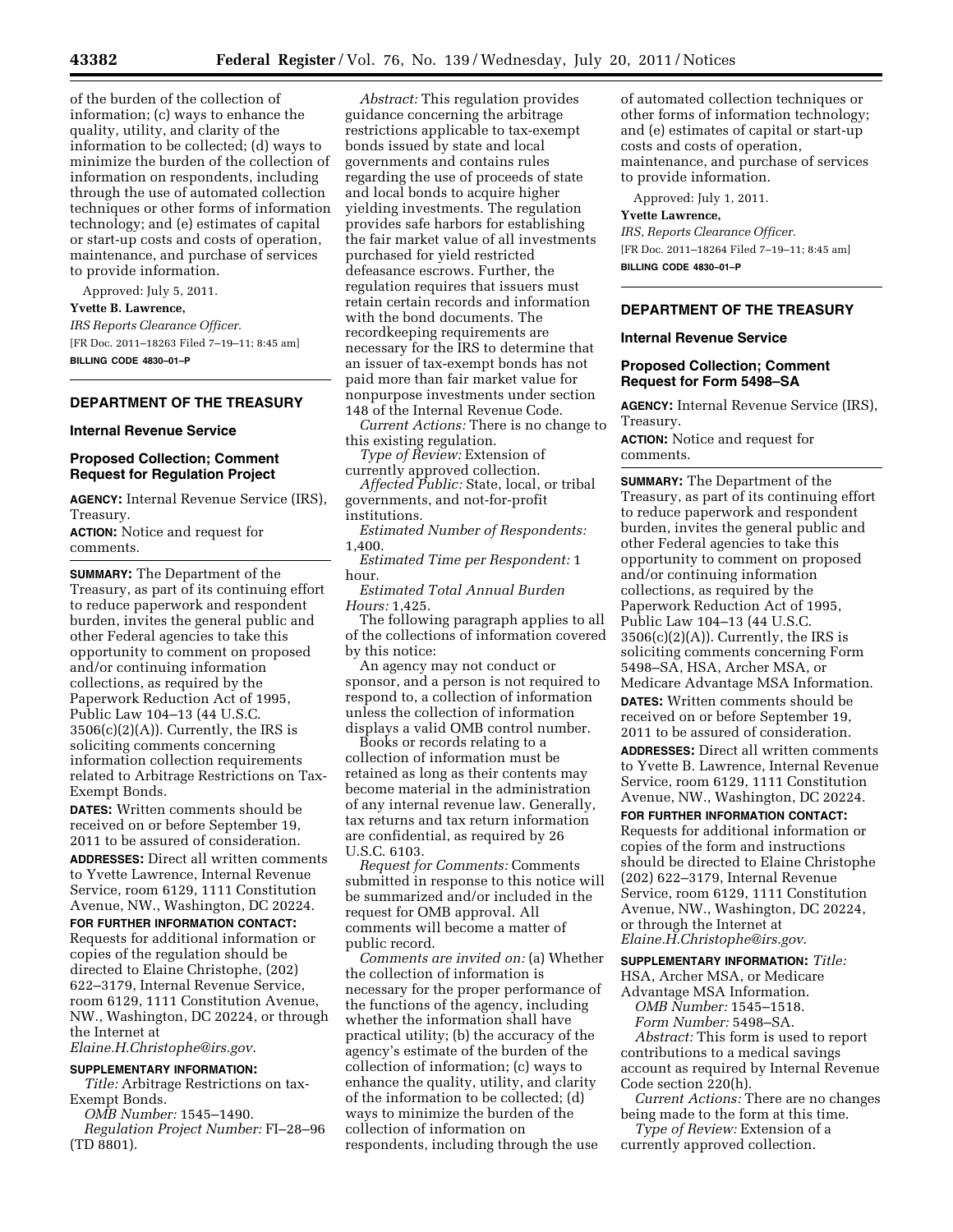of the burden of the collection of information; (c) ways to enhance the quality, utility, and clarity of the information to be collected; (d) ways to minimize the burden of the collection of information on respondents, including through the use of automated collection techniques or other forms of information technology; and (e) estimates of capital or start-up costs and costs of operation, maintenance, and purchase of services to provide information.

Approved: July 5, 2011.

**Yvette B. Lawrence,**

*IRS Reports Clearance Officer.*

[FR Doc. 2011–18263 Filed 7–19–11; 8:45 am]

**BILLING CODE 4830–01–P**

---

## DEPARTMENT OF THE TREASURY

### Internal Revenue Service

### Proposed Collection; Comment Request for Regulation Project

**AGENCY:** Internal Revenue Service (IRS), Treasury.

**ACTION:** Notice and request for comments.

---

**SUMMARY:** The Department of the Treasury, as part of its continuing effort to reduce paperwork and respondent burden, invites the general public and other Federal agencies to take this opportunity to comment on proposed and/or continuing information collections, as required by the Paperwork Reduction Act of 1995, Public Law 104–13 (44 U.S.C. 3506(c)(2)(A)). Currently, the IRS is soliciting comments concerning information collection requirements related to Arbitrage Restrictions on Tax-Exempt Bonds.

**DATES:** Written comments should be received on or before September 19, 2011 to be assured of consideration.

**ADDRESSES:** Direct all written comments to Yvette Lawrence, Internal Revenue Service, room 6129, 1111 Constitution Avenue, NW., Washington, DC 20224.

**FOR FURTHER INFORMATION CONTACT:** Requests for additional information or copies of the regulation should be directed to Elaine Christophe, (202) 622–3179, Internal Revenue Service, room 6129, 1111 Constitution Avenue, NW., Washington, DC 20224, or through the Internet at *Elaine.H.Christophe@irs.gov*.

**SUPPLEMENTARY INFORMATION:**

*Title:* Arbitrage Restrictions on tax-Exempt Bonds.

*OMB Number:* 1545–1490.

*Regulation Project Number:* FI–28–96 (TD 8801).

*Abstract:* This regulation provides guidance concerning the arbitrage restrictions applicable to tax-exempt bonds issued by state and local governments and contains rules regarding the use of proceeds of state and local bonds to acquire higher yielding investments. The regulation provides safe harbors for establishing the fair market value of all investments purchased for yield restricted defeasance escrows. Further, the regulation requires that issuers must retain certain records and information with the bond documents. The recordkeeping requirements are necessary for the IRS to determine that an issuer of tax-exempt bonds has not paid more than fair market value for nonpurpose investments under section 148 of the Internal Revenue Code.

*Current Actions:* There is no change to this existing regulation.

*Type of Review:* Extension of currently approved collection.

*Affected Public:* State, local, or tribal governments, and not-for-profit institutions.

*Estimated Number of Respondents:* 1,400.

*Estimated Time per Respondent:* 1 hour.

*Estimated Total Annual Burden Hours:* 1,425.

The following paragraph applies to all of the collections of information covered by this notice:

An agency may not conduct or sponsor, and a person is not required to respond to, a collection of information unless the collection of information displays a valid OMB control number.

Books or records relating to a collection of information must be retained as long as their contents may become material in the administration of any internal revenue law. Generally, tax returns and tax return information are confidential, as required by 26 U.S.C. 6103.

*Request for Comments:* Comments submitted in response to this notice will be summarized and/or included in the request for OMB approval. All comments will become a matter of public record.

*Comments are invited on:* (a) Whether the collection of information is necessary for the proper performance of the functions of the agency, including whether the information shall have practical utility; (b) the accuracy of the agency's estimate of the burden of the collection of information; (c) ways to enhance the quality, utility, and clarity of the information to be collected; (d) ways to minimize the burden of the collection of information on respondents, including through the use of automated collection techniques or other forms of information technology; and (e) estimates of capital or start-up costs and costs of operation, maintenance, and purchase of services to provide information.

Approved: July 1, 2011.

**Yvette Lawrence,**

*IRS, Reports Clearance Officer.*

[FR Doc. 2011–18264 Filed 7–19–11; 8:45 am]

**BILLING CODE 4830–01–P**

---

## DEPARTMENT OF THE TREASURY

### Internal Revenue Service

### Proposed Collection; Comment Request for Form 5498–SA

**AGENCY:** Internal Revenue Service (IRS), Treasury.

**ACTION:** Notice and request for comments.

---

**SUMMARY:** The Department of the Treasury, as part of its continuing effort to reduce paperwork and respondent burden, invites the general public and other Federal agencies to take this opportunity to comment on proposed and/or continuing information collections, as required by the Paperwork Reduction Act of 1995, Public Law 104–13 (44 U.S.C. 3506(c)(2)(A)). Currently, the IRS is soliciting comments concerning Form 5498–SA, HSA, Archer MSA, or Medicare Advantage MSA Information.

**DATES:** Written comments should be received on or before September 19, 2011 to be assured of consideration.

**ADDRESSES:** Direct all written comments to Yvette B. Lawrence, Internal Revenue Service, room 6129, 1111 Constitution Avenue, NW., Washington, DC 20224.

**FOR FURTHER INFORMATION CONTACT:** Requests for additional information or copies of the form and instructions should be directed to Elaine Christophe (202) 622–3179, Internal Revenue Service, room 6129, 1111 Constitution Avenue, NW., Washington, DC 20224, or through the Internet at *Elaine.H.Christophe@irs.gov*.

**SUPPLEMENTARY INFORMATION:** *Title:* HSA, Archer MSA, or Medicare Advantage MSA Information.

*OMB Number:* 1545–1518.

*Form Number:* 5498–SA.

*Abstract:* This form is used to report contributions to a medical savings account as required by Internal Revenue Code section 220(h).

*Current Actions:* There are no changes being made to the form at this time.

*Type of Review:* Extension of a currently approved collection.